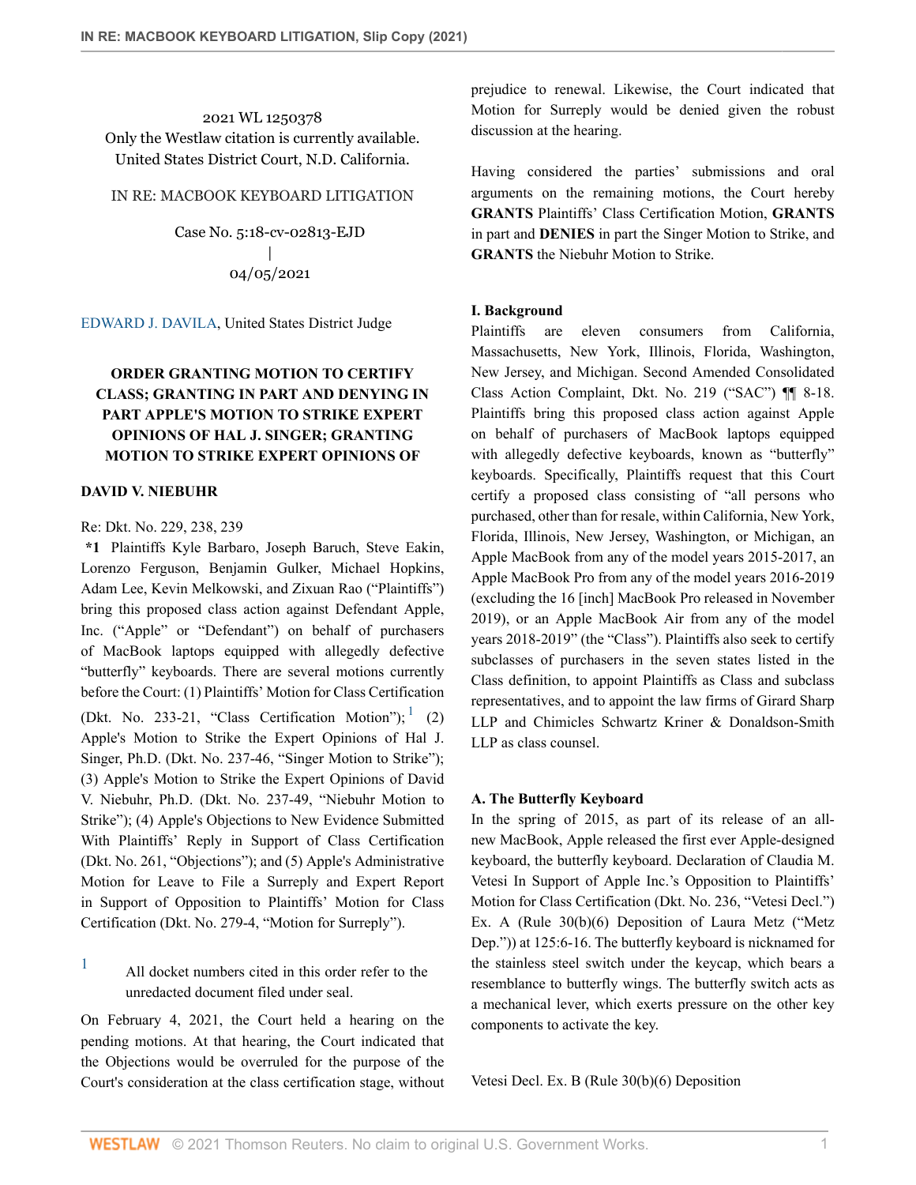2021 WL 1250378
Only the Westlaw citation is currently available.
United States District Court, N.D. California.

IN RE: MACBOOK KEYBOARD LITIGATION

Case No. 5:18-cv-02813-EJD
|
04/05/2021

EDWARD J. DAVILA, United States District Judge

**ORDER GRANTING MOTION TO CERTIFY CLASS; GRANTING IN PART AND DENYING IN PART APPLE'S MOTION TO STRIKE EXPERT OPINIONS OF HAL J. SINGER; GRANTING MOTION TO STRIKE EXPERT OPINIONS OF DAVID V. NIEBUHR**

Re: Dkt. No. 229, 238, 239

**\*1** Plaintiffs Kyle Barbaro, Joseph Baruch, Steve Eakin, Lorenzo Ferguson, Benjamin Gulker, Michael Hopkins, Adam Lee, Kevin Melkowski, and Zixuan Rao ("Plaintiffs") bring this proposed class action against Defendant Apple, Inc. ("Apple" or "Defendant") on behalf of purchasers of MacBook laptops equipped with allegedly defective "butterfly" keyboards. There are several motions currently before the Court: (1) Plaintiffs' Motion for Class Certification (Dkt. No. 233-21, "Class Certification Motion");[1] (2) Apple's Motion to Strike the Expert Opinions of Hal J. Singer, Ph.D. (Dkt. No. 237-46, "Singer Motion to Strike"); (3) Apple's Motion to Strike the Expert Opinions of David V. Niebuhr, Ph.D. (Dkt. No. 237-49, "Niebuhr Motion to Strike"); (4) Apple's Objections to New Evidence Submitted With Plaintiffs' Reply in Support of Class Certification (Dkt. No. 261, "Objections"); and (5) Apple's Administrative Motion for Leave to File a Surreply and Expert Report in Support of Opposition to Plaintiffs' Motion for Class Certification (Dkt. No. 279-4, "Motion for Surreply").

[1] All docket numbers cited in this order refer to the unredacted document filed under seal.

On February 4, 2021, the Court held a hearing on the pending motions. At that hearing, the Court indicated that the Objections would be overruled for the purpose of the Court's consideration at the class certification stage, without prejudice to renewal. Likewise, the Court indicated that Motion for Surreply would be denied given the robust discussion at the hearing.

Having considered the parties' submissions and oral arguments on the remaining motions, the Court hereby **GRANTS** Plaintiffs' Class Certification Motion, **GRANTS** in part and **DENIES** in part the Singer Motion to Strike, and **GRANTS** the Niebuhr Motion to Strike.

## I. Background

Plaintiffs are eleven consumers from California, Massachusetts, New York, Illinois, Florida, Washington, New Jersey, and Michigan. Second Amended Consolidated Class Action Complaint, Dkt. No. 219 ("SAC") ¶¶ 8-18. Plaintiffs bring this proposed class action against Apple on behalf of purchasers of MacBook laptops equipped with allegedly defective keyboards, known as "butterfly" keyboards. Specifically, Plaintiffs request that this Court certify a proposed class consisting of "all persons who purchased, other than for resale, within California, New York, Florida, Illinois, New Jersey, Washington, or Michigan, an Apple MacBook from any of the model years 2015-2017, an Apple MacBook Pro from any of the model years 2016-2019 (excluding the 16 [inch] MacBook Pro released in November 2019), or an Apple MacBook Air from any of the model years 2018-2019" (the "Class"). Plaintiffs also seek to certify subclasses of purchasers in the seven states listed in the Class definition, to appoint Plaintiffs as Class and subclass representatives, and to appoint the law firms of Girard Sharp LLP and Chimicles Schwartz Kriner & Donaldson-Smith LLP as class counsel.

### A. The Butterfly Keyboard

In the spring of 2015, as part of its release of an all-new MacBook, Apple released the first ever Apple-designed keyboard, the butterfly keyboard. Declaration of Claudia M. Vetesi In Support of Apple Inc.'s Opposition to Plaintiffs' Motion for Class Certification (Dkt. No. 236, "Vetesi Decl.") Ex. A (Rule 30(b)(6) Deposition of Laura Metz ("Metz Dep.")) at 125:6-16. The butterfly keyboard is nicknamed for the stainless steel switch under the keycap, which bears a resemblance to butterfly wings. The butterfly switch acts as a mechanical lever, which exerts pressure on the other key components to activate the key.

Vetesi Decl. Ex. B (Rule 30(b)(6) Deposition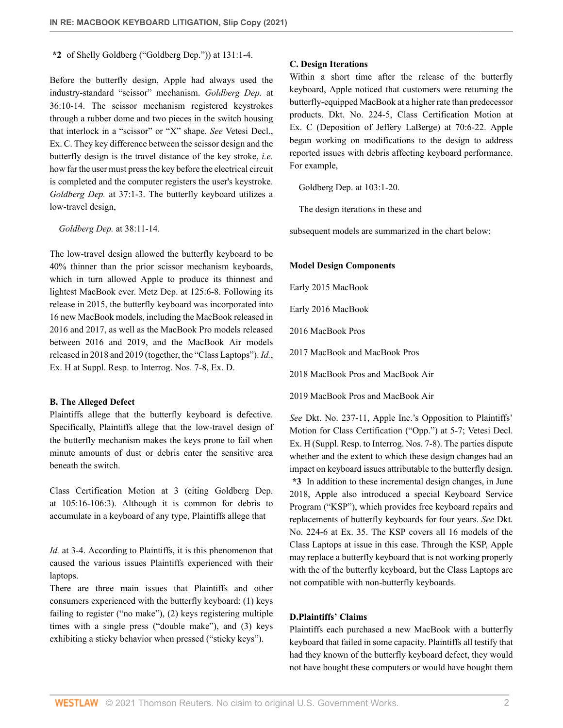**\*2** of Shelly Goldberg ("Goldberg Dep.")) at 131:1-4.

Before the butterfly design, Apple had always used the industry-standard "scissor" mechanism. *Goldberg Dep.* at 36:10-14. The scissor mechanism registered keystrokes through a rubber dome and two pieces in the switch housing that interlock in a "scissor" or "X" shape. *See* Vetesi Decl., Ex. C. They key difference between the scissor design and the butterfly design is the travel distance of the key stroke, *i.e.* how far the user must press the key before the electrical circuit is completed and the computer registers the user's keystroke. *Goldberg Dep.* at 37:1-3. The butterfly keyboard utilizes a low-travel design,

*Goldberg Dep.* at 38:11-14.

The low-travel design allowed the butterfly keyboard to be 40% thinner than the prior scissor mechanism keyboards, which in turn allowed Apple to produce its thinnest and lightest MacBook ever. Metz Dep. at 125:6-8. Following its release in 2015, the butterfly keyboard was incorporated into 16 new MacBook models, including the MacBook released in 2016 and 2017, as well as the MacBook Pro models released between 2016 and 2019, and the MacBook Air models released in 2018 and 2019 (together, the "Class Laptops"). *Id.*, Ex. H at Suppl. Resp. to Interrog. Nos. 7-8, Ex. D.

### B. The Alleged Defect

Plaintiffs allege that the butterfly keyboard is defective. Specifically, Plaintiffs allege that the low-travel design of the butterfly mechanism makes the keys prone to fail when minute amounts of dust or debris enter the sensitive area beneath the switch.

Class Certification Motion at 3 (citing Goldberg Dep. at 105:16-106:3). Although it is common for debris to accumulate in a keyboard of any type, Plaintiffs allege that

*Id.* at 3-4. According to Plaintiffs, it is this phenomenon that caused the various issues Plaintiffs experienced with their laptops.

There are three main issues that Plaintiffs and other consumers experienced with the butterfly keyboard: (1) keys failing to register ("no make"), (2) keys registering multiple times with a single press ("double make"), and (3) keys exhibiting a sticky behavior when pressed ("sticky keys").

### C. Design Iterations

Within a short time after the release of the butterfly keyboard, Apple noticed that customers were returning the butterfly-equipped MacBook at a higher rate than predecessor products. Dkt. No. 224-5, Class Certification Motion at Ex. C (Deposition of Jeffery LaBerge) at 70:6-22. Apple began working on modifications to the design to address reported issues with debris affecting keyboard performance. For example,

Goldberg Dep. at 103:1-20.

The design iterations in these and

subsequent models are summarized in the chart below:

| Model | Design Components |
| --- | --- |
| Early 2015 MacBook | |
| Early 2016 MacBook | |
| 2016 MacBook Pros | |
| 2017 MacBook and MacBook Pros | |
| 2018 MacBook Pros and MacBook Air | |
| 2019 MacBook Pros and MacBook Air | |

*See* Dkt. No. 237-11, Apple Inc.'s Opposition to Plaintiffs' Motion for Class Certification ("Opp.") at 5-7; Vetesi Decl. Ex. H (Suppl. Resp. to Interrog. Nos. 7-8). The parties dispute whether and the extent to which these design changes had an impact on keyboard issues attributable to the butterfly design.

**\*3** In addition to these incremental design changes, in June 2018, Apple also introduced a special Keyboard Service Program ("KSP"), which provides free keyboard repairs and replacements of butterfly keyboards for four years. *See* Dkt. No. 224-6 at Ex. 35. The KSP covers all 16 models of the Class Laptops at issue in this case. Through the KSP, Apple may replace a butterfly keyboard that is not working properly with the of the butterfly keyboard, but the Class Laptops are not compatible with non-butterfly keyboards.

### D. Plaintiffs' Claims

Plaintiffs each purchased a new MacBook with a butterfly keyboard that failed in some capacity. Plaintiffs all testify that had they known of the butterfly keyboard defect, they would not have bought these computers or would have bought them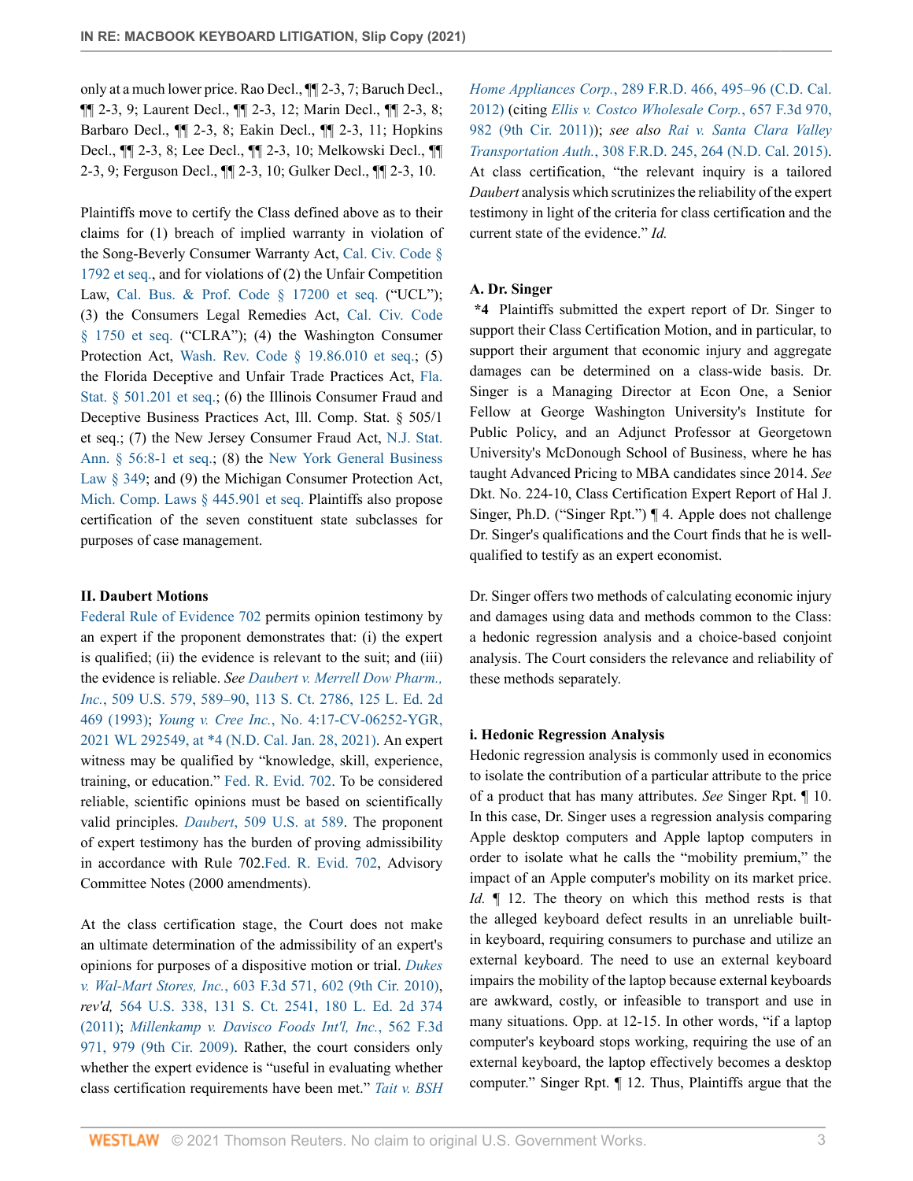only at a much lower price. Rao Decl., ¶¶ 2-3, 7; Baruch Decl., ¶¶ 2-3, 9; Laurent Decl., ¶¶ 2-3, 12; Marin Decl., ¶¶ 2-3, 8; Barbaro Decl., ¶¶ 2-3, 8; Eakin Decl., ¶¶ 2-3, 11; Hopkins Decl., ¶¶ 2-3, 8; Lee Decl., ¶¶ 2-3, 10; Melkowski Decl., ¶¶ 2-3, 9; Ferguson Decl., ¶¶ 2-3, 10; Gulker Decl., ¶¶ 2-3, 10.

Plaintiffs move to certify the Class defined above as to their claims for (1) breach of implied warranty in violation of the Song-Beverly Consumer Warranty Act, Cal. Civ. Code § 1792 et seq., and for violations of (2) the Unfair Competition Law, Cal. Bus. & Prof. Code § 17200 et seq. ("UCL"); (3) the Consumers Legal Remedies Act, Cal. Civ. Code § 1750 et seq. ("CLRA"); (4) the Washington Consumer Protection Act, Wash. Rev. Code § 19.86.010 et seq.; (5) the Florida Deceptive and Unfair Trade Practices Act, Fla. Stat. § 501.201 et seq.; (6) the Illinois Consumer Fraud and Deceptive Business Practices Act, Ill. Comp. Stat. § 505/1 et seq.; (7) the New Jersey Consumer Fraud Act, N.J. Stat. Ann. § 56:8-1 et seq.; (8) the New York General Business Law § 349; and (9) the Michigan Consumer Protection Act, Mich. Comp. Laws § 445.901 et seq. Plaintiffs also propose certification of the seven constituent state subclasses for purposes of case management.

## II. Daubert Motions

Federal Rule of Evidence 702 permits opinion testimony by an expert if the proponent demonstrates that: (i) the expert is qualified; (ii) the evidence is relevant to the suit; and (iii) the evidence is reliable. *See* *Daubert v. Merrell Dow Pharm., Inc.*, 509 U.S. 579, 589–90, 113 S. Ct. 2786, 125 L. Ed. 2d 469 (1993); *Young v. Cree Inc.*, No. 4:17-CV-06252-YGR, 2021 WL 292549, at *4 (N.D. Cal. Jan. 28, 2021). An expert witness may be qualified by "knowledge, skill, experience, training, or education." Fed. R. Evid. 702. To be considered reliable, scientific opinions must be based on scientifically valid principles. *Daubert*, 509 U.S. at 589. The proponent of expert testimony has the burden of proving admissibility in accordance with Rule 702.Fed. R. Evid. 702, Advisory Committee Notes (2000 amendments).

At the class certification stage, the Court does not make an ultimate determination of the admissibility of an expert's opinions for purposes of a dispositive motion or trial. *Dukes v. Wal-Mart Stores, Inc.*, 603 F.3d 571, 602 (9th Cir. 2010), *rev'd,* 564 U.S. 338, 131 S. Ct. 2541, 180 L. Ed. 2d 374 (2011); *Millenkamp v. Davisco Foods Int'l, Inc.*, 562 F.3d 971, 979 (9th Cir. 2009). Rather, the court considers only whether the expert evidence is "useful in evaluating whether class certification requirements have been met." *Tait v. BSH Home Appliances Corp.*, 289 F.R.D. 466, 495–96 (C.D. Cal. 2012) (citing *Ellis v. Costco Wholesale Corp.*, 657 F.3d 970, 982 (9th Cir. 2011)); *see also* *Rai v. Santa Clara Valley Transportation Auth.*, 308 F.R.D. 245, 264 (N.D. Cal. 2015). At class certification, "the relevant inquiry is a tailored *Daubert* analysis which scrutinizes the reliability of the expert testimony in light of the criteria for class certification and the current state of the evidence." *Id.*

### A. Dr. Singer

**\*4** Plaintiffs submitted the expert report of Dr. Singer to support their Class Certification Motion, and in particular, to support their argument that economic injury and aggregate damages can be determined on a class-wide basis. Dr. Singer is a Managing Director at Econ One, a Senior Fellow at George Washington University's Institute for Public Policy, and an Adjunct Professor at Georgetown University's McDonough School of Business, where he has taught Advanced Pricing to MBA candidates since 2014. *See* Dkt. No. 224-10, Class Certification Expert Report of Hal J. Singer, Ph.D. ("Singer Rpt.") ¶ 4. Apple does not challenge Dr. Singer's qualifications and the Court finds that he is well-qualified to testify as an expert economist.

Dr. Singer offers two methods of calculating economic injury and damages using data and methods common to the Class: a hedonic regression analysis and a choice-based conjoint analysis. The Court considers the relevance and reliability of these methods separately.

#### i. Hedonic Regression Analysis

Hedonic regression analysis is commonly used in economics to isolate the contribution of a particular attribute to the price of a product that has many attributes. *See* Singer Rpt. ¶ 10. In this case, Dr. Singer uses a regression analysis comparing Apple desktop computers and Apple laptop computers in order to isolate what he calls the "mobility premium," the impact of an Apple computer's mobility on its market price. *Id.* ¶ 12. The theory on which this method rests is that the alleged keyboard defect results in an unreliable built-in keyboard, requiring consumers to purchase and utilize an external keyboard. The need to use an external keyboard impairs the mobility of the laptop because external keyboards are awkward, costly, or infeasible to transport and use in many situations. Opp. at 12-15. In other words, "if a laptop computer's keyboard stops working, requiring the use of an external keyboard, the laptop effectively becomes a desktop computer." Singer Rpt. ¶ 12. Thus, Plaintiffs argue that the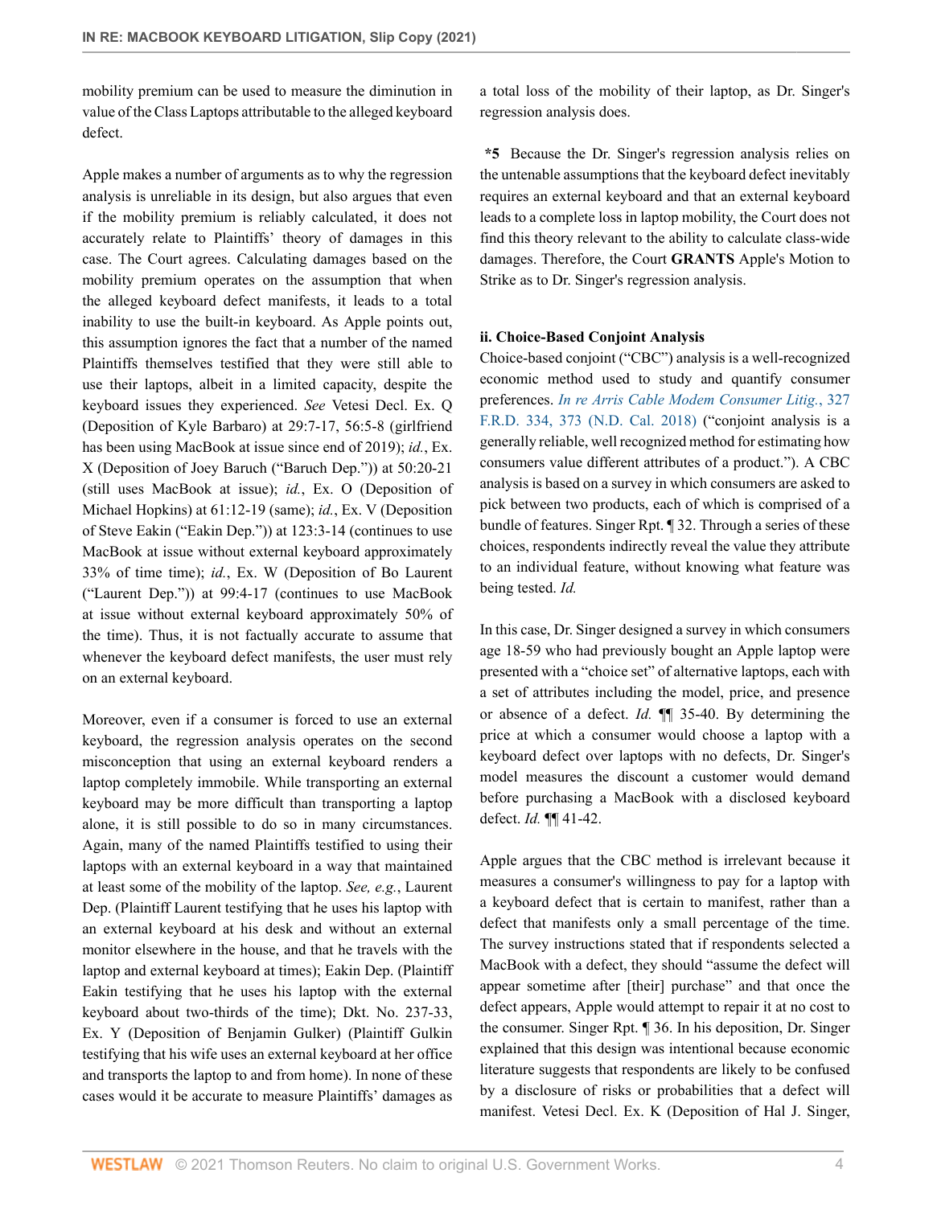mobility premium can be used to measure the diminution in value of the Class Laptops attributable to the alleged keyboard defect.

Apple makes a number of arguments as to why the regression analysis is unreliable in its design, but also argues that even if the mobility premium is reliably calculated, it does not accurately relate to Plaintiffs' theory of damages in this case. The Court agrees. Calculating damages based on the mobility premium operates on the assumption that when the alleged keyboard defect manifests, it leads to a total inability to use the built-in keyboard. As Apple points out, this assumption ignores the fact that a number of the named Plaintiffs themselves testified that they were still able to use their laptops, albeit in a limited capacity, despite the keyboard issues they experienced. *See* Vetesi Decl. Ex. Q (Deposition of Kyle Barbaro) at 29:7-17, 56:5-8 (girlfriend has been using MacBook at issue since end of 2019); *id.*, Ex. X (Deposition of Joey Baruch ("Baruch Dep.")) at 50:20-21 (still uses MacBook at issue); *id.*, Ex. O (Deposition of Michael Hopkins) at 61:12-19 (same); *id.*, Ex. V (Deposition of Steve Eakin ("Eakin Dep.")) at 123:3-14 (continues to use MacBook at issue without external keyboard approximately 33% of time time); *id.*, Ex. W (Deposition of Bo Laurent ("Laurent Dep.")) at 99:4-17 (continues to use MacBook at issue without external keyboard approximately 50% of the time). Thus, it is not factually accurate to assume that whenever the keyboard defect manifests, the user must rely on an external keyboard.

Moreover, even if a consumer is forced to use an external keyboard, the regression analysis operates on the second misconception that using an external keyboard renders a laptop completely immobile. While transporting an external keyboard may be more difficult than transporting a laptop alone, it is still possible to do so in many circumstances. Again, many of the named Plaintiffs testified to using their laptops with an external keyboard in a way that maintained at least some of the mobility of the laptop. *See, e.g.*, Laurent Dep. (Plaintiff Laurent testifying that he uses his laptop with an external keyboard at his desk and without an external monitor elsewhere in the house, and that he travels with the laptop and external keyboard at times); Eakin Dep. (Plaintiff Eakin testifying that he uses his laptop with the external keyboard about two-thirds of the time); Dkt. No. 237-33, Ex. Y (Deposition of Benjamin Gulker) (Plaintiff Gulkin testifying that his wife uses an external keyboard at her office and transports the laptop to and from home). In none of these cases would it be accurate to measure Plaintiffs' damages as a total loss of the mobility of their laptop, as Dr. Singer's regression analysis does.

**\*5** Because the Dr. Singer's regression analysis relies on the untenable assumptions that the keyboard defect inevitably requires an external keyboard and that an external keyboard leads to a complete loss in laptop mobility, the Court does not find this theory relevant to the ability to calculate class-wide damages. Therefore, the Court **GRANTS** Apple's Motion to Strike as to Dr. Singer's regression analysis.

#### ii. Choice-Based Conjoint Analysis

Choice-based conjoint ("CBC") analysis is a well-recognized economic method used to study and quantify consumer preferences. *In re Arris Cable Modem Consumer Litig.*, 327 F.R.D. 334, 373 (N.D. Cal. 2018) ("conjoint analysis is a generally reliable, well recognized method for estimating how consumers value different attributes of a product."). A CBC analysis is based on a survey in which consumers are asked to pick between two products, each of which is comprised of a bundle of features. Singer Rpt. ¶ 32. Through a series of these choices, respondents indirectly reveal the value they attribute to an individual feature, without knowing what feature was being tested. *Id.*

In this case, Dr. Singer designed a survey in which consumers age 18-59 who had previously bought an Apple laptop were presented with a "choice set" of alternative laptops, each with a set of attributes including the model, price, and presence or absence of a defect. *Id.* ¶¶ 35-40. By determining the price at which a consumer would choose a laptop with a keyboard defect over laptops with no defects, Dr. Singer's model measures the discount a customer would demand before purchasing a MacBook with a disclosed keyboard defect. *Id.* ¶¶ 41-42.

Apple argues that the CBC method is irrelevant because it measures a consumer's willingness to pay for a laptop with a keyboard defect that is certain to manifest, rather than a defect that manifests only a small percentage of the time. The survey instructions stated that if respondents selected a MacBook with a defect, they should "assume the defect will appear sometime after [their] purchase" and that once the defect appears, Apple would attempt to repair it at no cost to the consumer. Singer Rpt. ¶ 36. In his deposition, Dr. Singer explained that this design was intentional because economic literature suggests that respondents are likely to be confused by a disclosure of risks or probabilities that a defect will manifest. Vetesi Decl. Ex. K (Deposition of Hal J. Singer,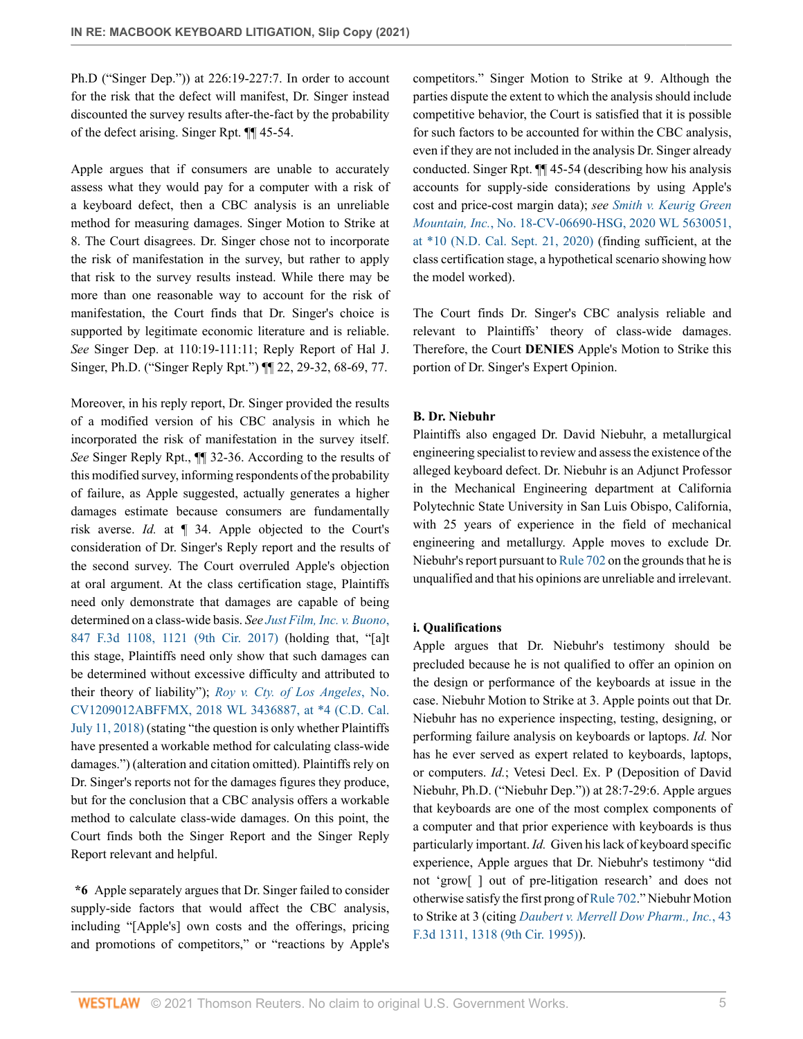Ph.D ("Singer Dep.")) at 226:19-227:7. In order to account for the risk that the defect will manifest, Dr. Singer instead discounted the survey results after-the-fact by the probability of the defect arising. Singer Rpt. ¶¶ 45-54.

Apple argues that if consumers are unable to accurately assess what they would pay for a computer with a risk of a keyboard defect, then a CBC analysis is an unreliable method for measuring damages. Singer Motion to Strike at 8. The Court disagrees. Dr. Singer chose not to incorporate the risk of manifestation in the survey, but rather to apply that risk to the survey results instead. While there may be more than one reasonable way to account for the risk of manifestation, the Court finds that Dr. Singer's choice is supported by legitimate economic literature and is reliable. *See* Singer Dep. at 110:19-111:11; Reply Report of Hal J. Singer, Ph.D. ("Singer Reply Rpt.") ¶¶ 22, 29-32, 68-69, 77.

Moreover, in his reply report, Dr. Singer provided the results of a modified version of his CBC analysis in which he incorporated the risk of manifestation in the survey itself. *See* Singer Reply Rpt., ¶¶ 32-36. According to the results of this modified survey, informing respondents of the probability of failure, as Apple suggested, actually generates a higher damages estimate because consumers are fundamentally risk averse. *Id.* at ¶ 34. Apple objected to the Court's consideration of Dr. Singer's Reply report and the results of the second survey. The Court overruled Apple's objection at oral argument. At the class certification stage, Plaintiffs need only demonstrate that damages are capable of being determined on a class-wide basis. *See Just Film, Inc. v. Buono*, 847 F.3d 1108, 1121 (9th Cir. 2017) (holding that, "[a]t this stage, Plaintiffs need only show that such damages can be determined without excessive difficulty and attributed to their theory of liability"); *Roy v. Cty. of Los Angeles*, No. CV1209012ABFFMX, 2018 WL 3436887, at *4 (C.D. Cal. July 11, 2018) (stating "the question is only whether Plaintiffs have presented a workable method for calculating class-wide damages.") (alteration and citation omitted). Plaintiffs rely on Dr. Singer's reports not for the damages figures they produce, but for the conclusion that a CBC analysis offers a workable method to calculate class-wide damages. On this point, the Court finds both the Singer Report and the Singer Reply Report relevant and helpful.

**\*6** Apple separately argues that Dr. Singer failed to consider supply-side factors that would affect the CBC analysis, including "[Apple's] own costs and the offerings, pricing and promotions of competitors," or "reactions by Apple's competitors." Singer Motion to Strike at 9. Although the parties dispute the extent to which the analysis should include competitive behavior, the Court is satisfied that it is possible for such factors to be accounted for within the CBC analysis, even if they are not included in the analysis Dr. Singer already conducted. Singer Rpt. ¶¶ 45-54 (describing how his analysis accounts for supply-side considerations by using Apple's cost and price-cost margin data); *see Smith v. Keurig Green Mountain, Inc.*, No. 18-CV-06690-HSG, 2020 WL 5630051, at *10 (N.D. Cal. Sept. 21, 2020) (finding sufficient, at the class certification stage, a hypothetical scenario showing how the model worked).

The Court finds Dr. Singer's CBC analysis reliable and relevant to Plaintiffs' theory of class-wide damages. Therefore, the Court **DENIES** Apple's Motion to Strike this portion of Dr. Singer's Expert Opinion.

### B. Dr. Niebuhr

Plaintiffs also engaged Dr. David Niebuhr, a metallurgical engineering specialist to review and assess the existence of the alleged keyboard defect. Dr. Niebuhr is an Adjunct Professor in the Mechanical Engineering department at California Polytechnic State University in San Luis Obispo, California, with 25 years of experience in the field of mechanical engineering and metallurgy. Apple moves to exclude Dr. Niebuhr's report pursuant to Rule 702 on the grounds that he is unqualified and that his opinions are unreliable and irrelevant.

#### i. Qualifications

Apple argues that Dr. Niebuhr's testimony should be precluded because he is not qualified to offer an opinion on the design or performance of the keyboards at issue in the case. Niebuhr Motion to Strike at 3. Apple points out that Dr. Niebuhr has no experience inspecting, testing, designing, or performing failure analysis on keyboards or laptops. *Id.* Nor has he ever served as expert related to keyboards, laptops, or computers. *Id.*; Vetesi Decl. Ex. P (Deposition of David Niebuhr, Ph.D. ("Niebuhr Dep.")) at 28:7-29:6. Apple argues that keyboards are one of the most complex components of a computer and that prior experience with keyboards is thus particularly important. *Id.* Given his lack of keyboard specific experience, Apple argues that Dr. Niebuhr's testimony "did not 'grow[ ] out of pre-litigation research' and does not otherwise satisfy the first prong of Rule 702." Niebuhr Motion to Strike at 3 (citing *Daubert v. Merrell Dow Pharm., Inc.*, 43 F.3d 1311, 1318 (9th Cir. 1995)).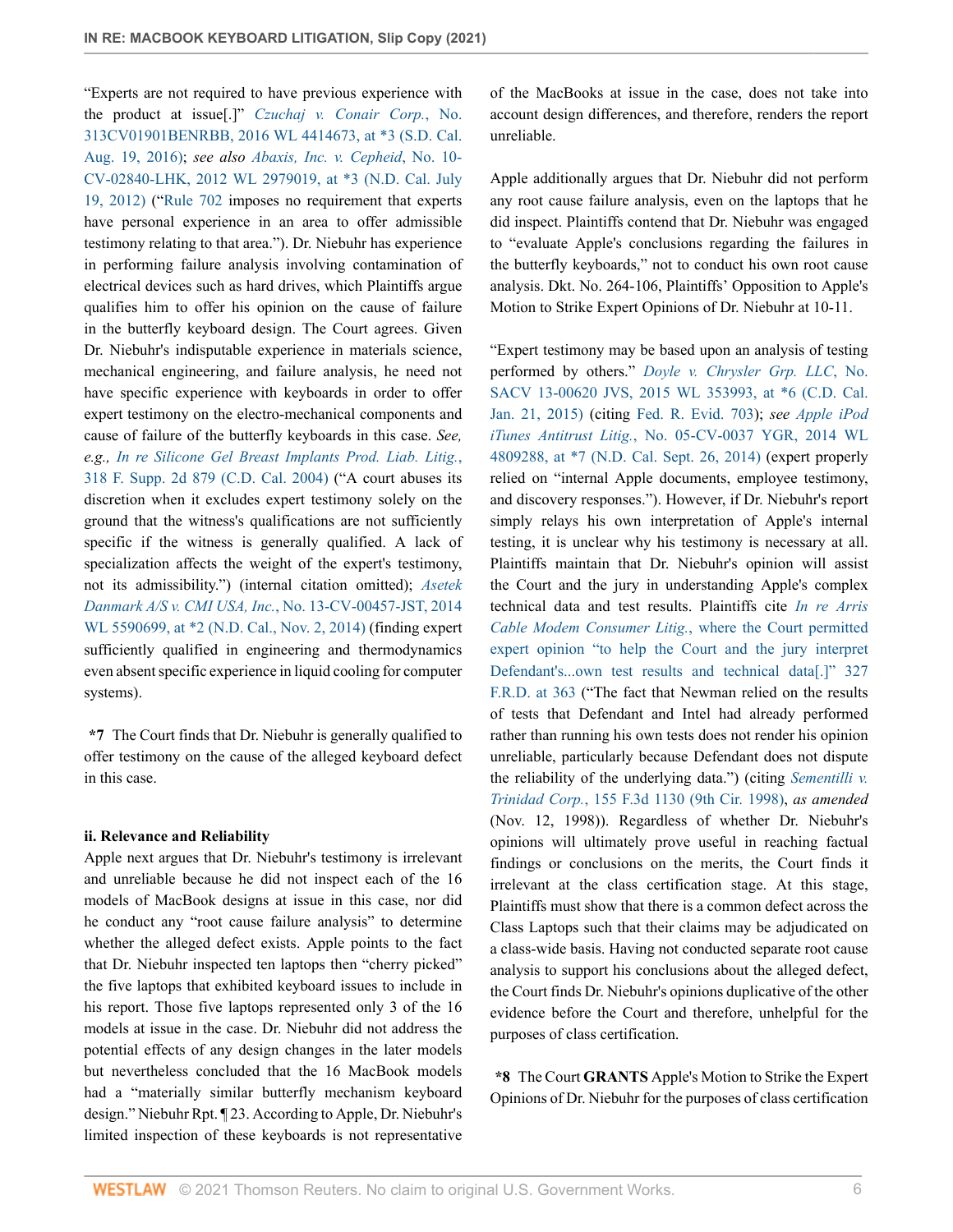"Experts are not required to have previous experience with the product at issue[.]" *Czuchaj v. Conair Corp.*, No. 313CV01901BENRBB, 2016 WL 4414673, at *3 (S.D. Cal. Aug. 19, 2016); *see also Abaxis, Inc. v. Cepheid*, No. 10-CV-02840-LHK, 2012 WL 2979019, at *3 (N.D. Cal. July 19, 2012) ("Rule 702 imposes no requirement that experts have personal experience in an area to offer admissible testimony relating to that area."). Dr. Niebuhr has experience in performing failure analysis involving contamination of electrical devices such as hard drives, which Plaintiffs argue qualifies him to offer his opinion on the cause of failure in the butterfly keyboard design. The Court agrees. Given Dr. Niebuhr's indisputable experience in materials science, mechanical engineering, and failure analysis, he need not have specific experience with keyboards in order to offer expert testimony on the electro-mechanical components and cause of failure of the butterfly keyboards in this case. *See, e.g., In re Silicone Gel Breast Implants Prod. Liab. Litig.*, 318 F. Supp. 2d 879 (C.D. Cal. 2004) ("A court abuses its discretion when it excludes expert testimony solely on the ground that the witness's qualifications are not sufficiently specific if the witness is generally qualified. A lack of specialization affects the weight of the expert's testimony, not its admissibility.") (internal citation omitted); *Asetek Danmark A/S v. CMI USA, Inc.*, No. 13-CV-00457-JST, 2014 WL 5590699, at *2 (N.D. Cal., Nov. 2, 2014) (finding expert sufficiently qualified in engineering and thermodynamics even absent specific experience in liquid cooling for computer systems).

**\*7** The Court finds that Dr. Niebuhr is generally qualified to offer testimony on the cause of the alleged keyboard defect in this case.

**ii. Relevance and Reliability**

Apple next argues that Dr. Niebuhr's testimony is irrelevant and unreliable because he did not inspect each of the 16 models of MacBook designs at issue in this case, nor did he conduct any "root cause failure analysis" to determine whether the alleged defect exists. Apple points to the fact that Dr. Niebuhr inspected ten laptops then "cherry picked" the five laptops that exhibited keyboard issues to include in his report. Those five laptops represented only 3 of the 16 models at issue in the case. Dr. Niebuhr did not address the potential effects of any design changes in the later models but nevertheless concluded that the 16 MacBook models had a "materially similar butterfly mechanism keyboard design." Niebuhr Rpt. ¶ 23. According to Apple, Dr. Niebuhr's limited inspection of these keyboards is not representative of the MacBooks at issue in the case, does not take into account design differences, and therefore, renders the report unreliable.

Apple additionally argues that Dr. Niebuhr did not perform any root cause failure analysis, even on the laptops that he did inspect. Plaintiffs contend that Dr. Niebuhr was engaged to "evaluate Apple's conclusions regarding the failures in the butterfly keyboards," not to conduct his own root cause analysis. Dkt. No. 264-106, Plaintiffs' Opposition to Apple's Motion to Strike Expert Opinions of Dr. Niebuhr at 10-11.

"Expert testimony may be based upon an analysis of testing performed by others." *Doyle v. Chrysler Grp. LLC*, No. SACV 13-00620 JVS, 2015 WL 353993, at *6 (C.D. Cal. Jan. 21, 2015) (citing Fed. R. Evid. 703); *see Apple iPod iTunes Antitrust Litig.*, No. 05-CV-0037 YGR, 2014 WL 4809288, at *7 (N.D. Cal. Sept. 26, 2014) (expert properly relied on "internal Apple documents, employee testimony, and discovery responses."). However, if Dr. Niebuhr's report simply relays his own interpretation of Apple's internal testing, it is unclear why his testimony is necessary at all. Plaintiffs maintain that Dr. Niebuhr's opinion will assist the Court and the jury in understanding Apple's complex technical data and test results. Plaintiffs cite *In re Arris Cable Modem Consumer Litig.*, where the Court permitted expert opinion "to help the Court and the jury interpret Defendant's...own test results and technical data[.]" 327 F.R.D. at 363 ("The fact that Newman relied on the results of tests that Defendant and Intel had already performed rather than running his own tests does not render his opinion unreliable, particularly because Defendant does not dispute the reliability of the underlying data.") (citing *Sementilli v. Trinidad Corp.*, 155 F.3d 1130 (9th Cir. 1998), *as amended* (Nov. 12, 1998)). Regardless of whether Dr. Niebuhr's opinions will ultimately prove useful in reaching factual findings or conclusions on the merits, the Court finds it irrelevant at the class certification stage. At this stage, Plaintiffs must show that there is a common defect across the Class Laptops such that their claims may be adjudicated on a class-wide basis. Having not conducted separate root cause analysis to support his conclusions about the alleged defect, the Court finds Dr. Niebuhr's opinions duplicative of the other evidence before the Court and therefore, unhelpful for the purposes of class certification.

**\*8** The Court **GRANTS** Apple's Motion to Strike the Expert Opinions of Dr. Niebuhr for the purposes of class certification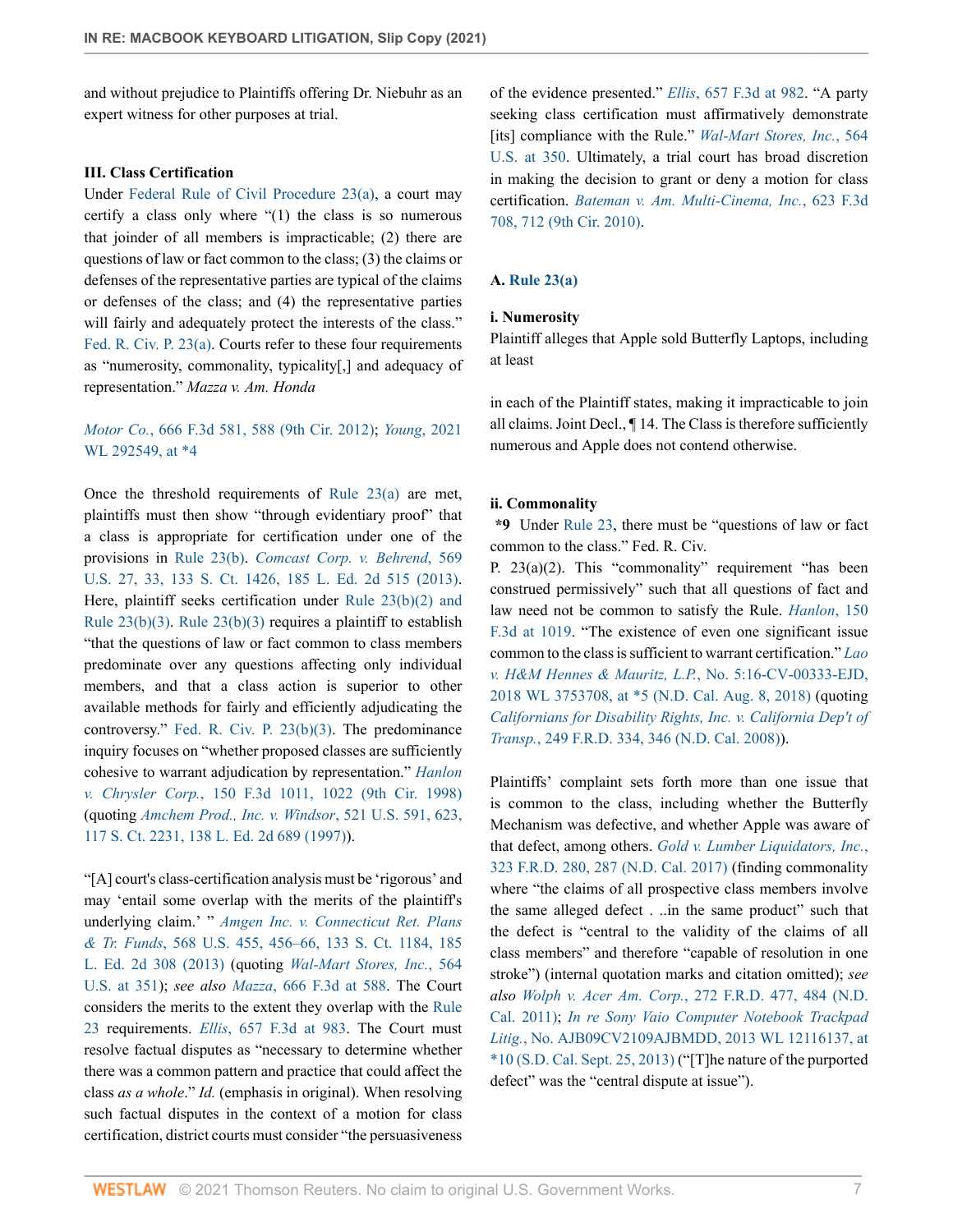and without prejudice to Plaintiffs offering Dr. Niebuhr as an expert witness for other purposes at trial.

### III. Class Certification

Under Federal Rule of Civil Procedure 23(a), a court may certify a class only where "(1) the class is so numerous that joinder of all members is impracticable; (2) there are questions of law or fact common to the class; (3) the claims or defenses of the representative parties are typical of the claims or defenses of the class; and (4) the representative parties will fairly and adequately protect the interests of the class." Fed. R. Civ. P. 23(a). Courts refer to these four requirements as "numerosity, commonality, typicality[,] and adequacy of representation." *Mazza v. Am. Honda Motor Co.*, 666 F.3d 581, 588 (9th Cir. 2012); *Young*, 2021 WL 292549, at *4

Once the threshold requirements of Rule 23(a) are met, plaintiffs must then show "through evidentiary proof" that a class is appropriate for certification under one of the provisions in Rule 23(b). *Comcast Corp. v. Behrend*, 569 U.S. 27, 33, 133 S. Ct. 1426, 185 L. Ed. 2d 515 (2013). Here, plaintiff seeks certification under Rule 23(b)(2) and Rule 23(b)(3). Rule 23(b)(3) requires a plaintiff to establish "that the questions of law or fact common to class members predominate over any questions affecting only individual members, and that a class action is superior to other available methods for fairly and efficiently adjudicating the controversy." Fed. R. Civ. P. 23(b)(3). The predominance inquiry focuses on "whether proposed classes are sufficiently cohesive to warrant adjudication by representation." *Hanlon v. Chrysler Corp.*, 150 F.3d 1011, 1022 (9th Cir. 1998) (quoting *Amchem Prod., Inc. v. Windsor*, 521 U.S. 591, 623, 117 S. Ct. 2231, 138 L. Ed. 2d 689 (1997)).

"[A] court's class-certification analysis must be 'rigorous' and may 'entail some overlap with the merits of the plaintiff's underlying claim.' " *Amgen Inc. v. Connecticut Ret. Plans & Tr. Funds*, 568 U.S. 455, 456–66, 133 S. Ct. 1184, 185 L. Ed. 2d 308 (2013) (quoting *Wal-Mart Stores, Inc.*, 564 U.S. at 351); *see also Mazza*, 666 F.3d at 588. The Court considers the merits to the extent they overlap with the Rule 23 requirements. *Ellis*, 657 F.3d at 983. The Court must resolve factual disputes as "necessary to determine whether there was a common pattern and practice that could affect the class *as a whole*." *Id.* (emphasis in original). When resolving such factual disputes in the context of a motion for class certification, district courts must consider "the persuasiveness of the evidence presented." *Ellis*, 657 F.3d at 982. "A party seeking class certification must affirmatively demonstrate [its] compliance with the Rule." *Wal-Mart Stores, Inc.*, 564 U.S. at 350. Ultimately, a trial court has broad discretion in making the decision to grant or deny a motion for class certification. *Bateman v. Am. Multi-Cinema, Inc.*, 623 F.3d 708, 712 (9th Cir. 2010).

#### A. Rule 23(a)

**i. Numerosity**

Plaintiff alleges that Apple sold Butterfly Laptops, including at least

in each of the Plaintiff states, making it impracticable to join all claims. Joint Decl., ¶ 14. The Class is therefore sufficiently numerous and Apple does not contend otherwise.

**ii. Commonality**

***9** Under Rule 23, there must be "questions of law or fact common to the class." Fed. R. Civ. P. 23(a)(2). This "commonality" requirement "has been construed permissively" such that all questions of fact and law need not be common to satisfy the Rule. *Hanlon*, 150 F.3d at 1019. "The existence of even one significant issue common to the class is sufficient to warrant certification." *Lao v. H&M Hennes & Mauritz, L.P.*, No. 5:16-CV-00333-EJD, 2018 WL 3753708, at *5 (N.D. Cal. Aug. 8, 2018) (quoting *Californians for Disability Rights, Inc. v. California Dep't of Transp.*, 249 F.R.D. 334, 346 (N.D. Cal. 2008)).

Plaintiffs' complaint sets forth more than one issue that is common to the class, including whether the Butterfly Mechanism was defective, and whether Apple was aware of that defect, among others. *Gold v. Lumber Liquidators, Inc.*, 323 F.R.D. 280, 287 (N.D. Cal. 2017) (finding commonality where "the claims of all prospective class members involve the same alleged defect . ..in the same product" such that the defect is "central to the validity of the claims of all class members" and therefore "capable of resolution in one stroke") (internal quotation marks and citation omitted); *see also Wolph v. Acer Am. Corp.*, 272 F.R.D. 477, 484 (N.D. Cal. 2011); *In re Sony Vaio Computer Notebook Trackpad Litig.*, No. AJB09CV2109AJBMDD, 2013 WL 12116137, at *10 (S.D. Cal. Sept. 25, 2013) ("[T]he nature of the purported defect" was the "central dispute at issue").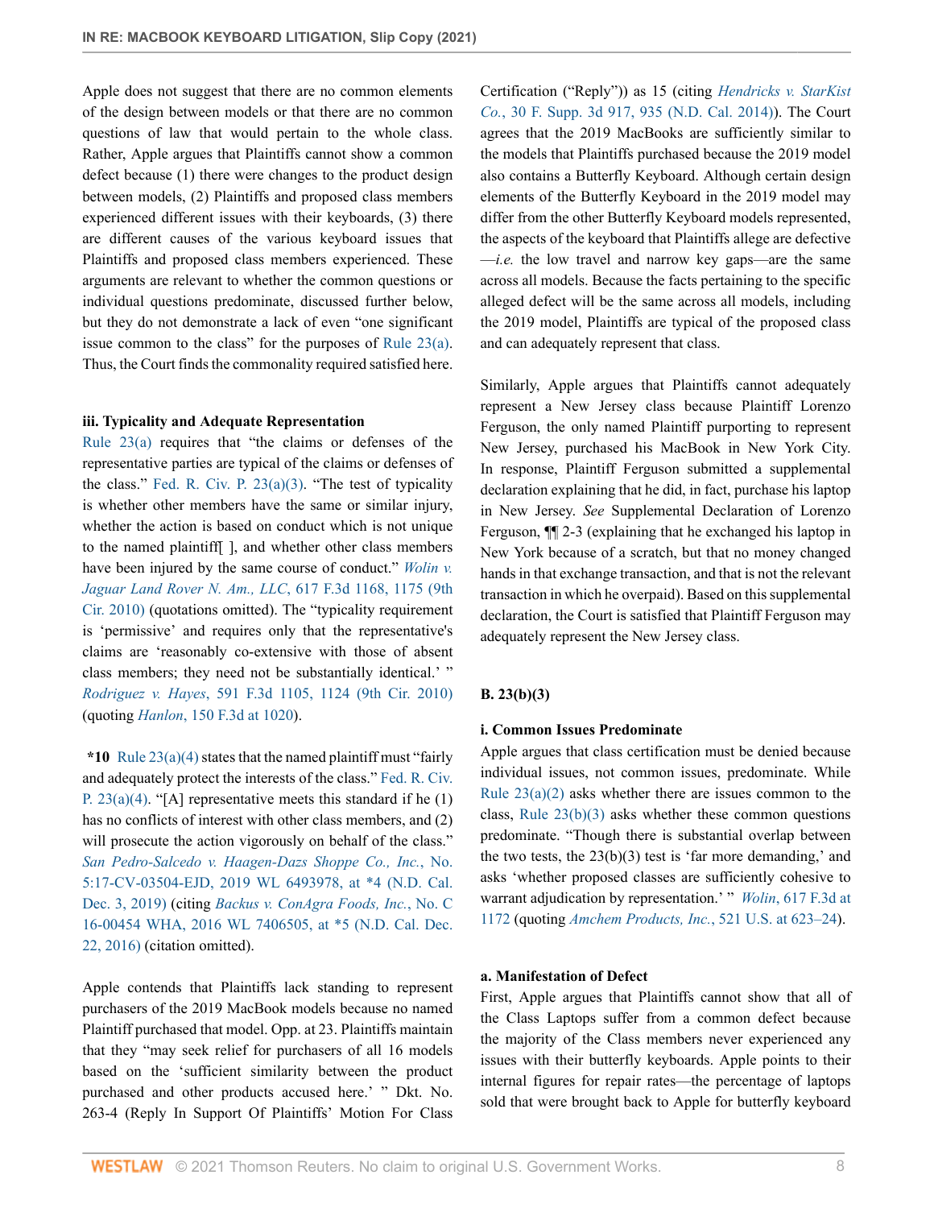Apple does not suggest that there are no common elements of the design between models or that there are no common questions of law that would pertain to the whole class. Rather, Apple argues that Plaintiffs cannot show a common defect because (1) there were changes to the product design between models, (2) Plaintiffs and proposed class members experienced different issues with their keyboards, (3) there are different causes of the various keyboard issues that Plaintiffs and proposed class members experienced. These arguments are relevant to whether the common questions or individual questions predominate, discussed further below, but they do not demonstrate a lack of even "one significant issue common to the class" for the purposes of Rule 23(a). Thus, the Court finds the commonality required satisfied here.

### iii. Typicality and Adequate Representation

Rule 23(a) requires that "the claims or defenses of the representative parties are typical of the claims or defenses of the class." Fed. R. Civ. P. 23(a)(3). "The test of typicality is whether other members have the same or similar injury, whether the action is based on conduct which is not unique to the named plaintiff[ ], and whether other class members have been injured by the same course of conduct." *Wolin v. Jaguar Land Rover N. Am., LLC*, 617 F.3d 1168, 1175 (9th Cir. 2010) (quotations omitted). The "typicality requirement is 'permissive' and requires only that the representative's claims are 'reasonably co-extensive with those of absent class members; they need not be substantially identical.' " *Rodriguez v. Hayes*, 591 F.3d 1105, 1124 (9th Cir. 2010) (quoting *Hanlon*, 150 F.3d at 1020).

**\*10** Rule 23(a)(4) states that the named plaintiff must "fairly and adequately protect the interests of the class." Fed. R. Civ. P. 23(a)(4). "[A] representative meets this standard if he (1) has no conflicts of interest with other class members, and (2) will prosecute the action vigorously on behalf of the class." *San Pedro-Salcedo v. Haagen-Dazs Shoppe Co., Inc.*, No. 5:17-CV-03504-EJD, 2019 WL 6493978, at \*4 (N.D. Cal. Dec. 3, 2019) (citing *Backus v. ConAgra Foods, Inc.*, No. C 16-00454 WHA, 2016 WL 7406505, at \*5 (N.D. Cal. Dec. 22, 2016) (citation omitted).

Apple contends that Plaintiffs lack standing to represent purchasers of the 2019 MacBook models because no named Plaintiff purchased that model. Opp. at 23. Plaintiffs maintain that they "may seek relief for purchasers of all 16 models based on the 'sufficient similarity between the product purchased and other products accused here.' " Dkt. No. 263-4 (Reply In Support Of Plaintiffs' Motion For Class Certification ("Reply")) as 15 (citing *Hendricks v. StarKist Co.*, 30 F. Supp. 3d 917, 935 (N.D. Cal. 2014)). The Court agrees that the 2019 MacBooks are sufficiently similar to the models that Plaintiffs purchased because the 2019 model also contains a Butterfly Keyboard. Although certain design elements of the Butterfly Keyboard in the 2019 model may differ from the other Butterfly Keyboard models represented, the aspects of the keyboard that Plaintiffs allege are defective —*i.e.* the low travel and narrow key gaps—are the same across all models. Because the facts pertaining to the specific alleged defect will be the same across all models, including the 2019 model, Plaintiffs are typical of the proposed class and can adequately represent that class.

Similarly, Apple argues that Plaintiffs cannot adequately represent a New Jersey class because Plaintiff Lorenzo Ferguson, the only named Plaintiff purporting to represent New Jersey, purchased his MacBook in New York City. In response, Plaintiff Ferguson submitted a supplemental declaration explaining that he did, in fact, purchase his laptop in New Jersey. *See* Supplemental Declaration of Lorenzo Ferguson, ¶¶ 2-3 (explaining that he exchanged his laptop in New York because of a scratch, but that no money changed hands in that exchange transaction, and that is not the relevant transaction in which he overpaid). Based on this supplemental declaration, the Court is satisfied that Plaintiff Ferguson may adequately represent the New Jersey class.

## B. 23(b)(3)

### i. Common Issues Predominate

Apple argues that class certification must be denied because individual issues, not common issues, predominate. While Rule 23(a)(2) asks whether there are issues common to the class, Rule 23(b)(3) asks whether these common questions predominate. "Though there is substantial overlap between the two tests, the 23(b)(3) test is 'far more demanding,' and asks 'whether proposed classes are sufficiently cohesive to warrant adjudication by representation.' " *Wolin*, 617 F.3d at 1172 (quoting *Amchem Products, Inc.*, 521 U.S. at 623–24).

#### a. Manifestation of Defect

First, Apple argues that Plaintiffs cannot show that all of the Class Laptops suffer from a common defect because the majority of the Class members never experienced any issues with their butterfly keyboards. Apple points to their internal figures for repair rates—the percentage of laptops sold that were brought back to Apple for butterfly keyboard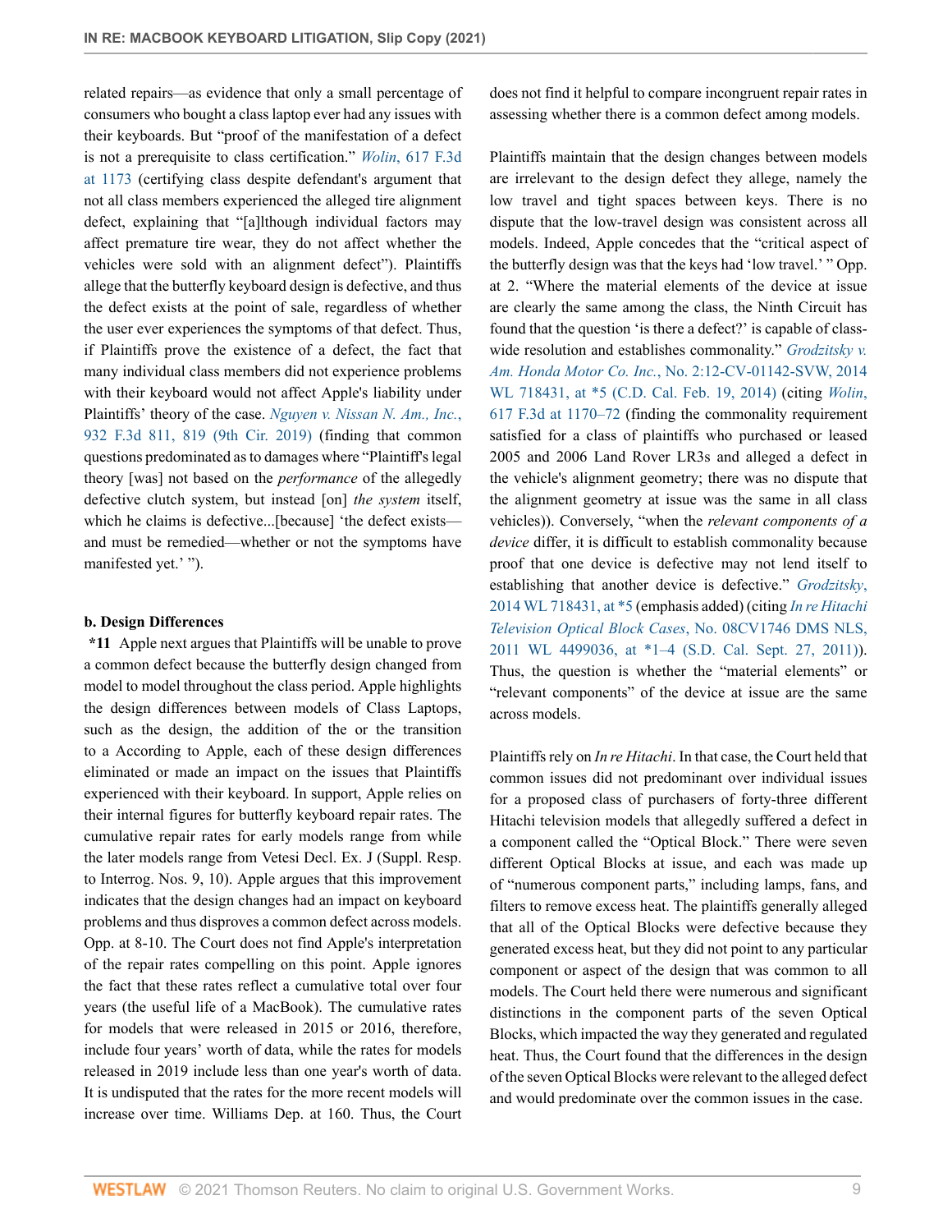related repairs—as evidence that only a small percentage of consumers who bought a class laptop ever had any issues with their keyboards. But "proof of the manifestation of a defect is not a prerequisite to class certification." *Wolin*, 617 F.3d at 1173 (certifying class despite defendant's argument that not all class members experienced the alleged tire alignment defect, explaining that "[a]lthough individual factors may affect premature tire wear, they do not affect whether the vehicles were sold with an alignment defect"). Plaintiffs allege that the butterfly keyboard design is defective, and thus the defect exists at the point of sale, regardless of whether the user ever experiences the symptoms of that defect. Thus, if Plaintiffs prove the existence of a defect, the fact that many individual class members did not experience problems with their keyboard would not affect Apple's liability under Plaintiffs' theory of the case. *Nguyen v. Nissan N. Am., Inc.*, 932 F.3d 811, 819 (9th Cir. 2019) (finding that common questions predominated as to damages where "Plaintiff's legal theory [was] not based on the *performance* of the allegedly defective clutch system, but instead [on] *the system* itself, which he claims is defective...[because] 'the defect exists—and must be remedied—whether or not the symptoms have manifested yet.' ").

**b. Design Differences**

***11** Apple next argues that Plaintiffs will be unable to prove a common defect because the butterfly design changed from model to model throughout the class period. Apple highlights the design differences between models of Class Laptops, such as the design, the addition of the or the transition to a According to Apple, each of these design differences eliminated or made an impact on the issues that Plaintiffs experienced with their keyboard. In support, Apple relies on their internal figures for butterfly keyboard repair rates. The cumulative repair rates for early models range from while the later models range from Vetesi Decl. Ex. J (Suppl. Resp. to Interrog. Nos. 9, 10). Apple argues that this improvement indicates that the design changes had an impact on keyboard problems and thus disproves a common defect across models. Opp. at 8-10. The Court does not find Apple's interpretation of the repair rates compelling on this point. Apple ignores the fact that these rates reflect a cumulative total over four years (the useful life of a MacBook). The cumulative rates for models that were released in 2015 or 2016, therefore, include four years' worth of data, while the rates for models released in 2019 include less than one year's worth of data. It is undisputed that the rates for the more recent models will increase over time. Williams Dep. at 160. Thus, the Court does not find it helpful to compare incongruent repair rates in assessing whether there is a common defect among models.

Plaintiffs maintain that the design changes between models are irrelevant to the design defect they allege, namely the low travel and tight spaces between keys. There is no dispute that the low-travel design was consistent across all models. Indeed, Apple concedes that the "critical aspect of the butterfly design was that the keys had 'low travel.' " Opp. at 2. "Where the material elements of the device at issue are clearly the same among the class, the Ninth Circuit has found that the question 'is there a defect?' is capable of class-wide resolution and establishes commonality." *Grodzitsky v. Am. Honda Motor Co. Inc.*, No. 2:12-CV-01142-SVW, 2014 WL 718431, at *5 (C.D. Cal. Feb. 19, 2014) (citing *Wolin*, 617 F.3d at 1170–72 (finding the commonality requirement satisfied for a class of plaintiffs who purchased or leased 2005 and 2006 Land Rover LR3s and alleged a defect in the vehicle's alignment geometry; there was no dispute that the alignment geometry at issue was the same in all class vehicles)). Conversely, "when the *relevant components of a device* differ, it is difficult to establish commonality because proof that one device is defective may not lend itself to establishing that another device is defective." *Grodzitsky*, 2014 WL 718431, at *5 (emphasis added) (citing *In re Hitachi Television Optical Block Cases*, No. 08CV1746 DMS NLS, 2011 WL 4499036, at *1–4 (S.D. Cal. Sept. 27, 2011)). Thus, the question is whether the "material elements" or "relevant components" of the device at issue are the same across models.

Plaintiffs rely on *In re Hitachi*. In that case, the Court held that common issues did not predominant over individual issues for a proposed class of purchasers of forty-three different Hitachi television models that allegedly suffered a defect in a component called the "Optical Block." There were seven different Optical Blocks at issue, and each was made up of "numerous component parts," including lamps, fans, and filters to remove excess heat. The plaintiffs generally alleged that all of the Optical Blocks were defective because they generated excess heat, but they did not point to any particular component or aspect of the design that was common to all models. The Court held there were numerous and significant distinctions in the component parts of the seven Optical Blocks, which impacted the way they generated and regulated heat. Thus, the Court found that the differences in the design of the seven Optical Blocks were relevant to the alleged defect and would predominate over the common issues in the case.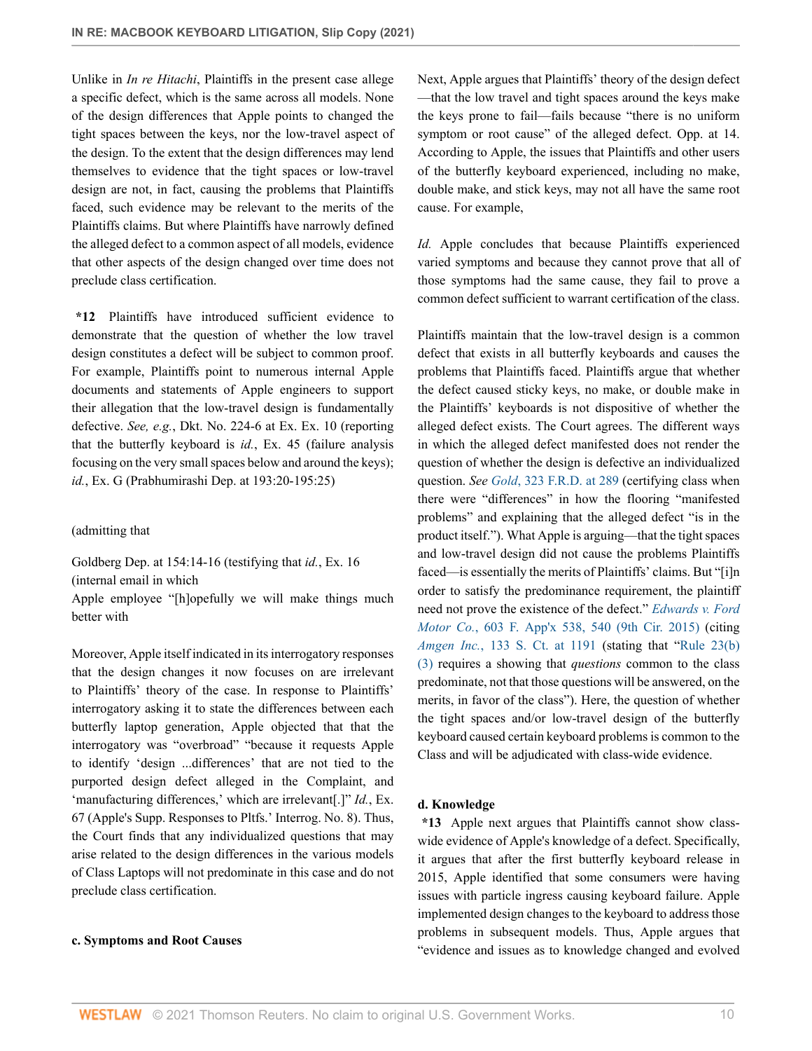Unlike in *In re Hitachi*, Plaintiffs in the present case allege a specific defect, which is the same across all models. None of the design differences that Apple points to changed the tight spaces between the keys, nor the low-travel aspect of the design. To the extent that the design differences may lend themselves to evidence that the tight spaces or low-travel design are not, in fact, causing the problems that Plaintiffs faced, such evidence may be relevant to the merits of the Plaintiffs claims. But where Plaintiffs have narrowly defined the alleged defect to a common aspect of all models, evidence that other aspects of the design changed over time does not preclude class certification.

**\*12** Plaintiffs have introduced sufficient evidence to demonstrate that the question of whether the low travel design constitutes a defect will be subject to common proof. For example, Plaintiffs point to numerous internal Apple documents and statements of Apple engineers to support their allegation that the low-travel design is fundamentally defective. *See, e.g.*, Dkt. No. 224-6 at Ex. Ex. 10 (reporting that the butterfly keyboard is *id.*, Ex. 45 (failure analysis focusing on the very small spaces below and around the keys); *id.*, Ex. G (Prabhumirashi Dep. at 193:20-195:25)

(admitting that

Goldberg Dep. at 154:14-16 (testifying that *id.*, Ex. 16 (internal email in which

Apple employee "[h]opefully we will make things much better with

Moreover, Apple itself indicated in its interrogatory responses that the design changes it now focuses on are irrelevant to Plaintiffs' theory of the case. In response to Plaintiffs' interrogatory asking it to state the differences between each butterfly laptop generation, Apple objected that that the interrogatory was "overbroad" "because it requests Apple to identify 'design ...differences' that are not tied to the purported design defect alleged in the Complaint, and 'manufacturing differences,' which are irrelevant[.]" *Id.*, Ex. 67 (Apple's Supp. Responses to Pltfs.' Interrog. No. 8). Thus, the Court finds that any individualized questions that may arise related to the design differences in the various models of Class Laptops will not predominate in this case and do not preclude class certification.

**c. Symptoms and Root Causes**

Next, Apple argues that Plaintiffs' theory of the design defect —that the low travel and tight spaces around the keys make the keys prone to fail—fails because "there is no uniform symptom or root cause" of the alleged defect. Opp. at 14. According to Apple, the issues that Plaintiffs and other users of the butterfly keyboard experienced, including no make, double make, and stick keys, may not all have the same root cause. For example,

*Id.* Apple concludes that because Plaintiffs experienced varied symptoms and because they cannot prove that all of those symptoms had the same cause, they fail to prove a common defect sufficient to warrant certification of the class.

Plaintiffs maintain that the low-travel design is a common defect that exists in all butterfly keyboards and causes the problems that Plaintiffs faced. Plaintiffs argue that whether the defect caused sticky keys, no make, or double make in the Plaintiffs' keyboards is not dispositive of whether the alleged defect exists. The Court agrees. The different ways in which the alleged defect manifested does not render the question of whether the design is defective an individualized question. *See Gold*, 323 F.R.D. at 289 (certifying class when there were "differences" in how the flooring "manifested problems" and explaining that the alleged defect "is in the product itself."). What Apple is arguing—that the tight spaces and low-travel design did not cause the problems Plaintiffs faced—is essentially the merits of Plaintiffs' claims. But "[i]n order to satisfy the predominance requirement, the plaintiff need not prove the existence of the defect." *Edwards v. Ford Motor Co.*, 603 F. App'x 538, 540 (9th Cir. 2015) (citing *Amgen Inc.*, 133 S. Ct. at 1191 (stating that "Rule 23(b)(3) requires a showing that *questions* common to the class predominate, not that those questions will be answered, on the merits, in favor of the class"). Here, the question of whether the tight spaces and/or low-travel design of the butterfly keyboard caused certain keyboard problems is common to the Class and will be adjudicated with class-wide evidence.

**d. Knowledge**

**\*13** Apple next argues that Plaintiffs cannot show class-wide evidence of Apple's knowledge of a defect. Specifically, it argues that after the first butterfly keyboard release in 2015, Apple identified that some consumers were having issues with particle ingress causing keyboard failure. Apple implemented design changes to the keyboard to address those problems in subsequent models. Thus, Apple argues that "evidence and issues as to knowledge changed and evolved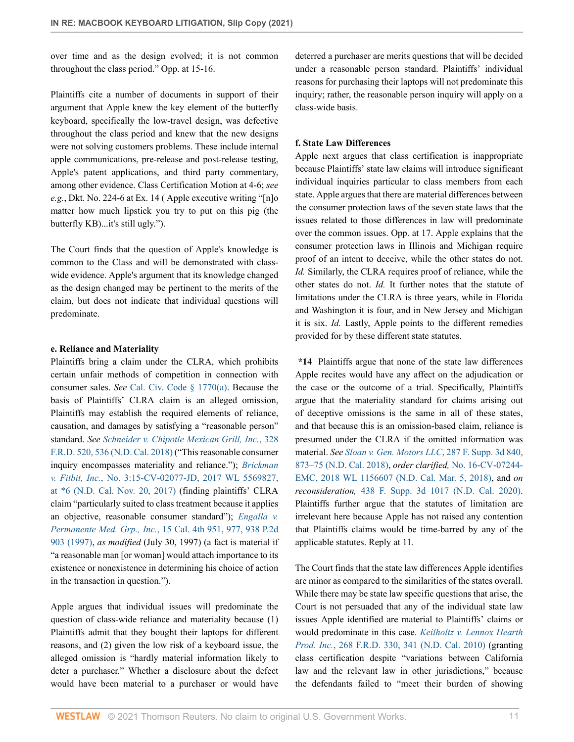over time and as the design evolved; it is not common throughout the class period." Opp. at 15-16.

Plaintiffs cite a number of documents in support of their argument that Apple knew the key element of the butterfly keyboard, specifically the low-travel design, was defective throughout the class period and knew that the new designs were not solving customers problems. These include internal apple communications, pre-release and post-release testing, Apple's patent applications, and third party commentary, among other evidence. Class Certification Motion at 4-6; *see e.g.*, Dkt. No. 224-6 at Ex. 14 ( Apple executive writing "[n]o matter how much lipstick you try to put on this pig (the butterfly KB)...it's still ugly.").

The Court finds that the question of Apple's knowledge is common to the Class and will be demonstrated with class-wide evidence. Apple's argument that its knowledge changed as the design changed may be pertinent to the merits of the claim, but does not indicate that individual questions will predominate.

**e. Reliance and Materiality**

Plaintiffs bring a claim under the CLRA, which prohibits certain unfair methods of competition in connection with consumer sales. *See* Cal. Civ. Code § 1770(a). Because the basis of Plaintiffs' CLRA claim is an alleged omission, Plaintiffs may establish the required elements of reliance, causation, and damages by satisfying a "reasonable person" standard. *See Schneider v. Chipotle Mexican Grill, Inc.*, 328 F.R.D. 520, 536 (N.D. Cal. 2018) ("This reasonable consumer inquiry encompasses materiality and reliance."); *Brickman v. Fitbit, Inc.*, No. 3:15-CV-02077-JD, 2017 WL 5569827, at *6 (N.D. Cal. Nov. 20, 2017) (finding plaintiffs' CLRA claim "particularly suited to class treatment because it applies an objective, reasonable consumer standard"); *Engalla v. Permanente Med. Grp., Inc.*, 15 Cal. 4th 951, 977, 938 P.2d 903 (1997), *as modified* (July 30, 1997) (a fact is material if "a reasonable man [or woman] would attach importance to its existence or nonexistence in determining his choice of action in the transaction in question.").

Apple argues that individual issues will predominate the question of class-wide reliance and materiality because (1) Plaintiffs admit that they bought their laptops for different reasons, and (2) given the low risk of a keyboard issue, the alleged omission is "hardly material information likely to deter a purchaser." Whether a disclosure about the defect would have been material to a purchaser or would have deterred a purchaser are merits questions that will be decided under a reasonable person standard. Plaintiffs' individual reasons for purchasing their laptops will not predominate this inquiry; rather, the reasonable person inquiry will apply on a class-wide basis.

**f. State Law Differences**

Apple next argues that class certification is inappropriate because Plaintiffs' state law claims will introduce significant individual inquiries particular to class members from each state. Apple argues that there are material differences between the consumer protection laws of the seven state laws that the issues related to those differences in law will predominate over the common issues. Opp. at 17. Apple explains that the consumer protection laws in Illinois and Michigan require proof of an intent to deceive, while the other states do not. *Id.* Similarly, the CLRA requires proof of reliance, while the other states do not. *Id.* It further notes that the statute of limitations under the CLRA is three years, while in Florida and Washington it is four, and in New Jersey and Michigan it is six. *Id.* Lastly, Apple points to the different remedies provided for by these different state statutes.

**\*14** Plaintiffs argue that none of the state law differences Apple recites would have any affect on the adjudication or the case or the outcome of a trial. Specifically, Plaintiffs argue that the materiality standard for claims arising out of deceptive omissions is the same in all of these states, and that because this is an omission-based claim, reliance is presumed under the CLRA if the omitted information was material. *See Sloan v. Gen. Motors LLC*, 287 F. Supp. 3d 840, 873–75 (N.D. Cal. 2018), *order clarified,* No. 16-CV-07244-EMC, 2018 WL 1156607 (N.D. Cal. Mar. 5, 2018), and *on reconsideration,* 438 F. Supp. 3d 1017 (N.D. Cal. 2020). Plaintiffs further argue that the statutes of limitation are irrelevant here because Apple has not raised any contention that Plaintiffs claims would be time-barred by any of the applicable statutes. Reply at 11.

The Court finds that the state law differences Apple identifies are minor as compared to the similarities of the states overall. While there may be state law specific questions that arise, the Court is not persuaded that any of the individual state law issues Apple identified are material to Plaintiffs' claims or would predominate in this case. *Keilholtz v. Lennox Hearth Prod. Inc.*, 268 F.R.D. 330, 341 (N.D. Cal. 2010) (granting class certification despite "variations between California law and the relevant law in other jurisdictions," because the defendants failed to "meet their burden of showing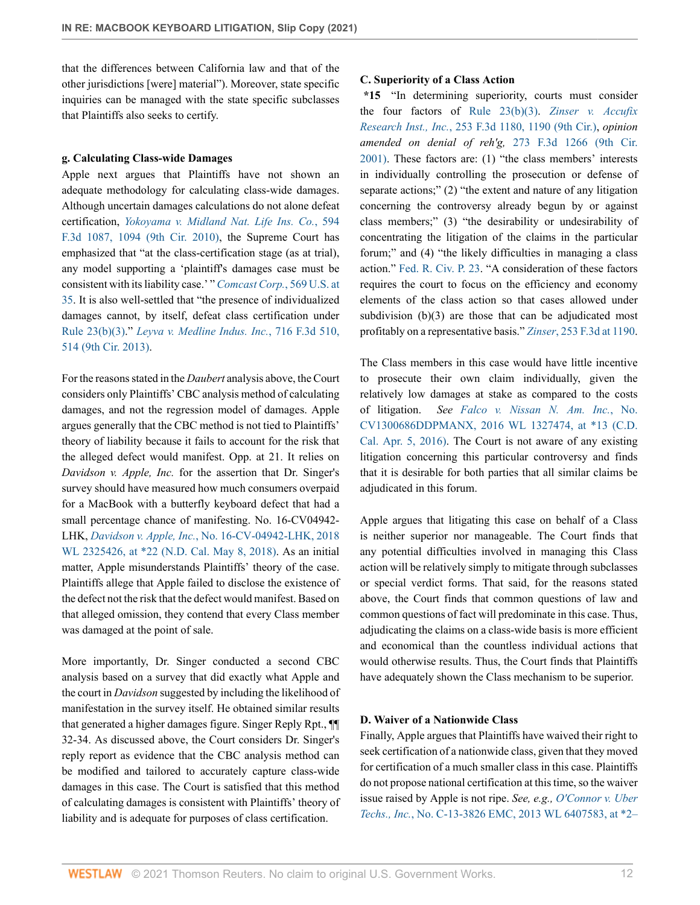that the differences between California law and that of the other jurisdictions [were] material"). Moreover, state specific inquiries can be managed with the state specific subclasses that Plaintiffs also seeks to certify.

**g. Calculating Class-wide Damages**

Apple next argues that Plaintiffs have not shown an adequate methodology for calculating class-wide damages. Although uncertain damages calculations do not alone defeat certification, *Yokoyama v. Midland Nat. Life Ins. Co.*, 594 F.3d 1087, 1094 (9th Cir. 2010), the Supreme Court has emphasized that "at the class-certification stage (as at trial), any model supporting a 'plaintiff's damages case must be consistent with its liability case.' " *Comcast Corp.*, 569 U.S. at 35. It is also well-settled that "the presence of individualized damages cannot, by itself, defeat class certification under Rule 23(b)(3)." *Leyva v. Medline Indus. Inc.*, 716 F.3d 510, 514 (9th Cir. 2013).

For the reasons stated in the *Daubert* analysis above, the Court considers only Plaintiffs' CBC analysis method of calculating damages, and not the regression model of damages. Apple argues generally that the CBC method is not tied to Plaintiffs' theory of liability because it fails to account for the risk that the alleged defect would manifest. Opp. at 21. It relies on *Davidson v. Apple, Inc.* for the assertion that Dr. Singer's survey should have measured how much consumers overpaid for a MacBook with a butterfly keyboard defect that had a small percentage chance of manifesting. No. 16-CV04942-LHK, *Davidson v. Apple, Inc.*, No. 16-CV-04942-LHK, 2018 WL 2325426, at *22 (N.D. Cal. May 8, 2018). As an initial matter, Apple misunderstands Plaintiffs' theory of the case. Plaintiffs allege that Apple failed to disclose the existence of the defect not the risk that the defect would manifest. Based on that alleged omission, they contend that every Class member was damaged at the point of sale.

More importantly, Dr. Singer conducted a second CBC analysis based on a survey that did exactly what Apple and the court in *Davidson* suggested by including the likelihood of manifestation in the survey itself. He obtained similar results that generated a higher damages figure. Singer Reply Rpt., ¶¶ 32-34. As discussed above, the Court considers Dr. Singer's reply report as evidence that the CBC analysis method can be modified and tailored to accurately capture class-wide damages in this case. The Court is satisfied that this method of calculating damages is consistent with Plaintiffs' theory of liability and is adequate for purposes of class certification.

**C. Superiority of a Class Action**

**\*15** "In determining superiority, courts must consider the four factors of Rule 23(b)(3). *Zinser v. Accufix Research Inst., Inc.*, 253 F.3d 1180, 1190 (9th Cir.), *opinion amended on denial of reh'g*, 273 F.3d 1266 (9th Cir. 2001). These factors are: (1) "the class members' interests in individually controlling the prosecution or defense of separate actions;" (2) "the extent and nature of any litigation concerning the controversy already begun by or against class members;" (3) "the desirability or undesirability of concentrating the litigation of the claims in the particular forum;" and (4) "the likely difficulties in managing a class action." Fed. R. Civ. P. 23. "A consideration of these factors requires the court to focus on the efficiency and economy elements of the class action so that cases allowed under subdivision (b)(3) are those that can be adjudicated most profitably on a representative basis." *Zinser*, 253 F.3d at 1190.

The Class members in this case would have little incentive to prosecute their own claim individually, given the relatively low damages at stake as compared to the costs of litigation. *See Falco v. Nissan N. Am. Inc.*, No. CV1300686DDPMANX, 2016 WL 1327474, at *13 (C.D. Cal. Apr. 5, 2016). The Court is not aware of any existing litigation concerning this particular controversy and finds that it is desirable for both parties that all similar claims be adjudicated in this forum.

Apple argues that litigating this case on behalf of a Class is neither superior nor manageable. The Court finds that any potential difficulties involved in managing this Class action will be relatively simply to mitigate through subclasses or special verdict forms. That said, for the reasons stated above, the Court finds that common questions of law and common questions of fact will predominate in this case. Thus, adjudicating the claims on a class-wide basis is more efficient and economical than the countless individual actions that would otherwise results. Thus, the Court finds that Plaintiffs have adequately shown the Class mechanism to be superior.

**D. Waiver of a Nationwide Class**

Finally, Apple argues that Plaintiffs have waived their right to seek certification of a nationwide class, given that they moved for certification of a much smaller class in this case. Plaintiffs do not propose national certification at this time, so the waiver issue raised by Apple is not ripe. *See, e.g., O'Connor v. Uber Techs., Inc.*, No. C-13-3826 EMC, 2013 WL 6407583, at *2–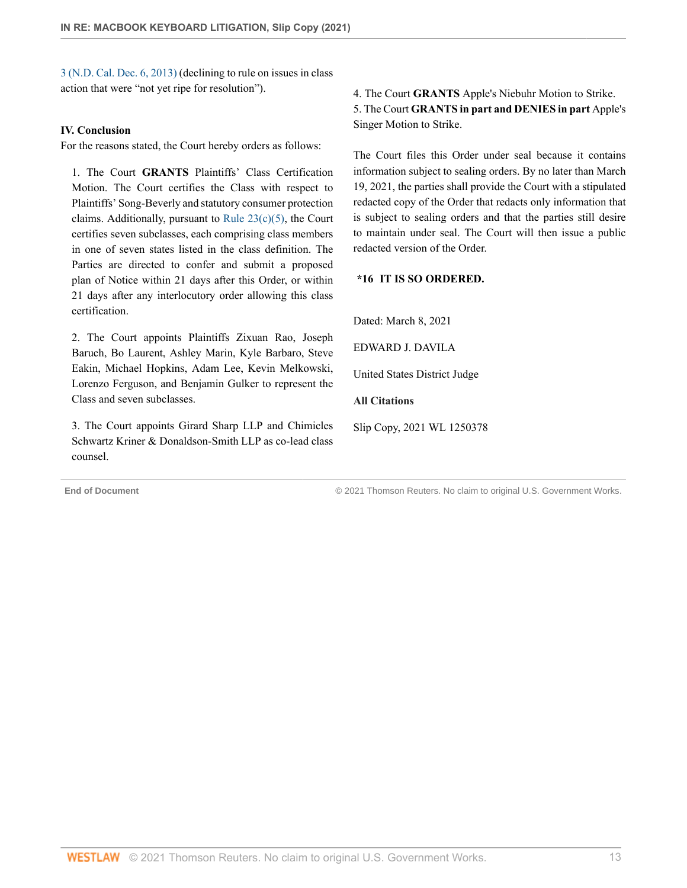3 (N.D. Cal. Dec. 6, 2013) (declining to rule on issues in class action that were "not yet ripe for resolution").

## IV. Conclusion

For the reasons stated, the Court hereby orders as follows:

1. The Court **GRANTS** Plaintiffs' Class Certification Motion. The Court certifies the Class with respect to Plaintiffs' Song-Beverly and statutory consumer protection claims. Additionally, pursuant to Rule 23(c)(5), the Court certifies seven subclasses, each comprising class members in one of seven states listed in the class definition. The Parties are directed to confer and submit a proposed plan of Notice within 21 days after this Order, or within 21 days after any interlocutory order allowing this class certification.

2. The Court appoints Plaintiffs Zixuan Rao, Joseph Baruch, Bo Laurent, Ashley Marin, Kyle Barbaro, Steve Eakin, Michael Hopkins, Adam Lee, Kevin Melkowski, Lorenzo Ferguson, and Benjamin Gulker to represent the Class and seven subclasses.

3. The Court appoints Girard Sharp LLP and Chimicles Schwartz Kriner & Donaldson-Smith LLP as co-lead class counsel.

4. The Court **GRANTS** Apple's Niebuhr Motion to Strike.

5. The Court **GRANTS in part and DENIES in part** Apple's Singer Motion to Strike.

The Court files this Order under seal because it contains information subject to sealing orders. By no later than March 19, 2021, the parties shall provide the Court with a stipulated redacted copy of the Order that redacts only information that is subject to sealing orders and that the parties still desire to maintain under seal. The Court will then issue a public redacted version of the Order.

**\*16 IT IS SO ORDERED.**

Dated: March 8, 2021

EDWARD J. DAVILA

United States District Judge

**All Citations**

Slip Copy, 2021 WL 1250378

**End of Document**

© 2021 Thomson Reuters. No claim to original U.S. Government Works.